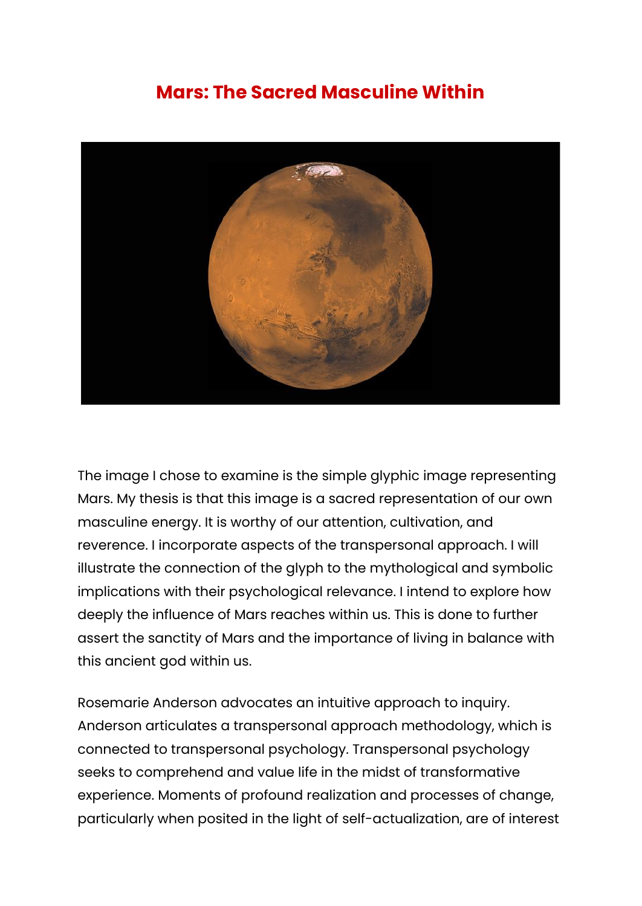# Mars: The Sacred Masculine Within

The image I chose to examine is the simple glyphic image representing Mars. My thesis is that this image is a sacred representation of our own masculine energy. It is worthy of our attention, cultivation, and reverence. I incorporate aspects of the transpersonal approach. I will illustrate the connection of the glyph to the mythological and symbolic implications with their psychological relevance. I intend to explore how deeply the influence of Mars reaches within us. This is done to further assert the sanctity of Mars and the importance of living in balance with this ancient god within us.

Rosemarie Anderson advocates an intuitive approach to inquiry. Anderson articulates a transpersonal approach methodology, which is connected to transpersonal psychology. Transpersonal psychology seeks to comprehend and value life in the midst of transformative experience. Moments of profound realization and processes of change, particularly when posited in the light of self-actualization, are of interest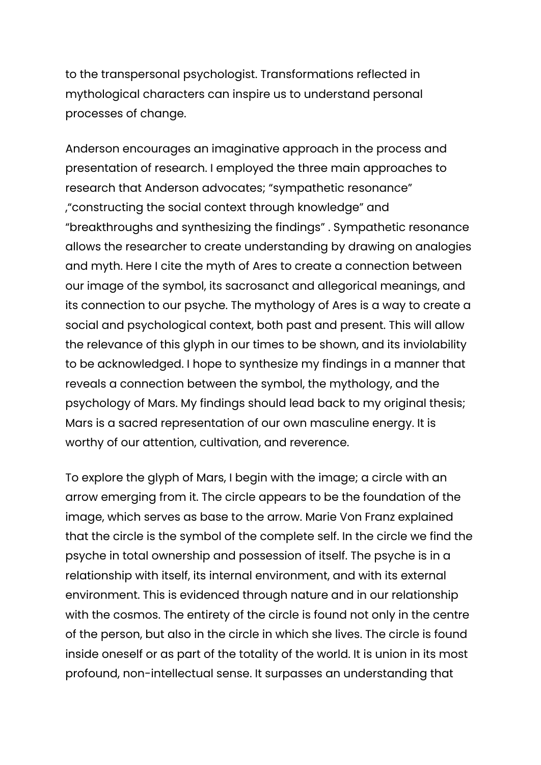to the transpersonal psychologist. Transformations reflected in mythological characters can inspire us to understand personal processes of change.

Anderson encourages an imaginative approach in the process and presentation of research. I employed the three main approaches to research that Anderson advocates; “sympathetic resonance” ,“constructing the social context through knowledge” and “breakthroughs and synthesizing the findings” . Sympathetic resonance allows the researcher to create understanding by drawing on analogies and myth. Here I cite the myth of Ares to create a connection between our image of the symbol, its sacrosanct and allegorical meanings, and its connection to our psyche. The mythology of Ares is a way to create a social and psychological context, both past and present. This will allow the relevance of this glyph in our times to be shown, and its inviolability to be acknowledged. I hope to synthesize my findings in a manner that reveals a connection between the symbol, the mythology, and the psychology of Mars. My findings should lead back to my original thesis; Mars is a sacred representation of our own masculine energy. It is worthy of our attention, cultivation, and reverence.

To explore the glyph of Mars, I begin with the image; a circle with an arrow emerging from it. The circle appears to be the foundation of the image, which serves as base to the arrow. Marie Von Franz explained that the circle is the symbol of the complete self. In the circle we find the psyche in total ownership and possession of itself. The psyche is in a relationship with itself, its internal environment, and with its external environment. This is evidenced through nature and in our relationship with the cosmos. The entirety of the circle is found not only in the centre of the person, but also in the circle in which she lives. The circle is found inside oneself or as part of the totality of the world. It is union in its most profound, non-intellectual sense. It surpasses an understanding that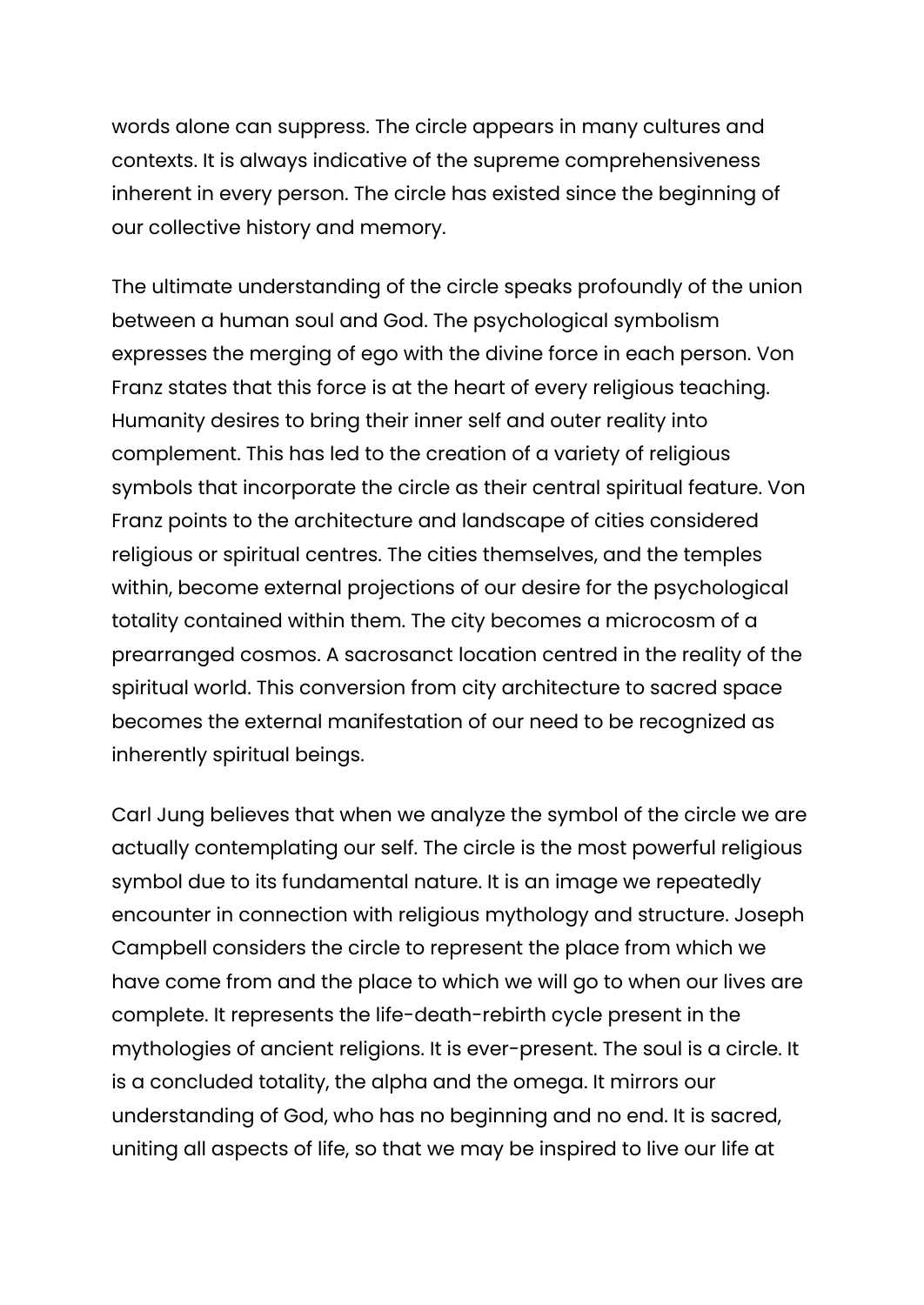words alone can suppress. The circle appears in many cultures and contexts. It is always indicative of the supreme comprehensiveness inherent in every person. The circle has existed since the beginning of our collective history and memory.

The ultimate understanding of the circle speaks profoundly of the union between a human soul and God. The psychological symbolism expresses the merging of ego with the divine force in each person. Von Franz states that this force is at the heart of every religious teaching. Humanity desires to bring their inner self and outer reality into complement. This has led to the creation of a variety of religious symbols that incorporate the circle as their central spiritual feature. Von Franz points to the architecture and landscape of cities considered religious or spiritual centres. The cities themselves, and the temples within, become external projections of our desire for the psychological totality contained within them. The city becomes a microcosm of a prearranged cosmos. A sacrosanct location centred in the reality of the spiritual world. This conversion from city architecture to sacred space becomes the external manifestation of our need to be recognized as inherently spiritual beings.

Carl Jung believes that when we analyze the symbol of the circle we are actually contemplating our self. The circle is the most powerful religious symbol due to its fundamental nature. It is an image we repeatedly encounter in connection with religious mythology and structure. Joseph Campbell considers the circle to represent the place from which we have come from and the place to which we will go to when our lives are complete. It represents the life-death-rebirth cycle present in the mythologies of ancient religions. It is ever-present. The soul is a circle. It is a concluded totality, the alpha and the omega. It mirrors our understanding of God, who has no beginning and no end. It is sacred, uniting all aspects of life, so that we may be inspired to live our life at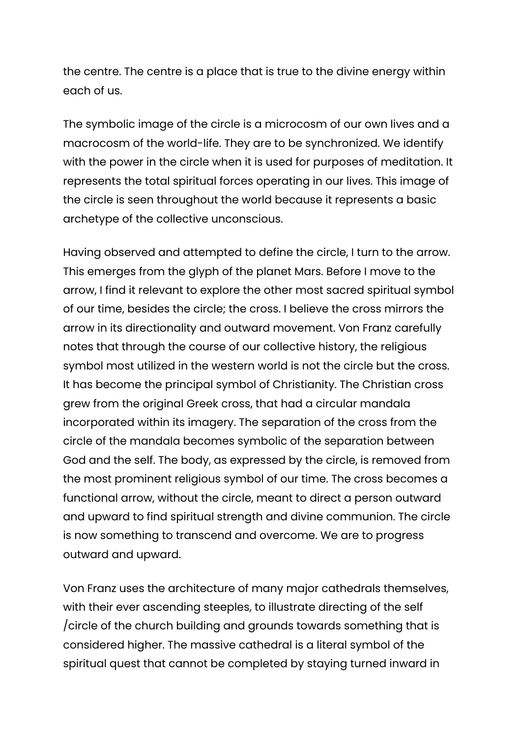the centre. The centre is a place that is true to the divine energy within each of us.

The symbolic image of the circle is a microcosm of our own lives and a macrocosm of the world-life. They are to be synchronized. We identify with the power in the circle when it is used for purposes of meditation. It represents the total spiritual forces operating in our lives. This image of the circle is seen throughout the world because it represents a basic archetype of the collective unconscious.

Having observed and attempted to define the circle, I turn to the arrow. This emerges from the glyph of the planet Mars. Before I move to the arrow, I find it relevant to explore the other most sacred spiritual symbol of our time, besides the circle; the cross. I believe the cross mirrors the arrow in its directionality and outward movement. Von Franz carefully notes that through the course of our collective history, the religious symbol most utilized in the western world is not the circle but the cross. It has become the principal symbol of Christianity. The Christian cross grew from the original Greek cross, that had a circular mandala incorporated within its imagery. The separation of the cross from the circle of the mandala becomes symbolic of the separation between God and the self. The body, as expressed by the circle, is removed from the most prominent religious symbol of our time. The cross becomes a functional arrow, without the circle, meant to direct a person outward and upward to find spiritual strength and divine communion. The circle is now something to transcend and overcome. We are to progress outward and upward.

Von Franz uses the architecture of many major cathedrals themselves, with their ever ascending steeples, to illustrate directing of the self /circle of the church building and grounds towards something that is considered higher. The massive cathedral is a literal symbol of the spiritual quest that cannot be completed by staying turned inward in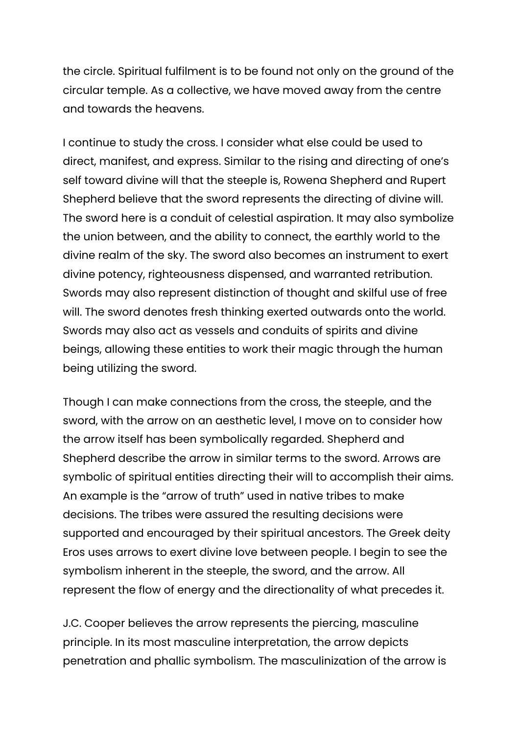the circle. Spiritual fulfilment is to be found not only on the ground of the circular temple. As a collective, we have moved away from the centre and towards the heavens.

I continue to study the cross. I consider what else could be used to direct, manifest, and express. Similar to the rising and directing of one's self toward divine will that the steeple is, Rowena Shepherd and Rupert Shepherd believe that the sword represents the directing of divine will. The sword here is a conduit of celestial aspiration. It may also symbolize the union between, and the ability to connect, the earthly world to the divine realm of the sky. The sword also becomes an instrument to exert divine potency, righteousness dispensed, and warranted retribution. Swords may also represent distinction of thought and skilful use of free will. The sword denotes fresh thinking exerted outwards onto the world. Swords may also act as vessels and conduits of spirits and divine beings, allowing these entities to work their magic through the human being utilizing the sword.

Though I can make connections from the cross, the steeple, and the sword, with the arrow on an aesthetic level, I move on to consider how the arrow itself has been symbolically regarded. Shepherd and Shepherd describe the arrow in similar terms to the sword. Arrows are symbolic of spiritual entities directing their will to accomplish their aims. An example is the "arrow of truth" used in native tribes to make decisions. The tribes were assured the resulting decisions were supported and encouraged by their spiritual ancestors. The Greek deity Eros uses arrows to exert divine love between people. I begin to see the symbolism inherent in the steeple, the sword, and the arrow. All represent the flow of energy and the directionality of what precedes it.

J.C. Cooper believes the arrow represents the piercing, masculine principle. In its most masculine interpretation, the arrow depicts penetration and phallic symbolism. The masculinization of the arrow is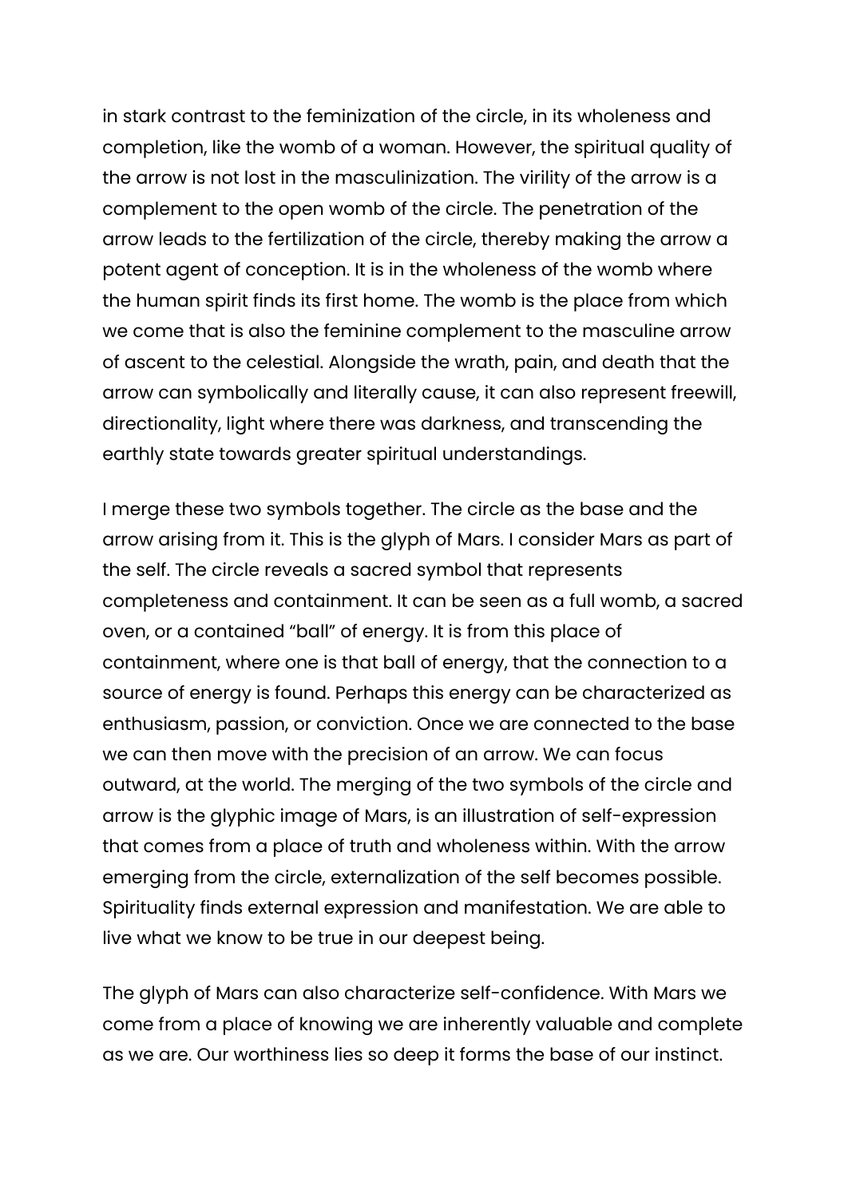in stark contrast to the feminization of the circle, in its wholeness and completion, like the womb of a woman. However, the spiritual quality of the arrow is not lost in the masculinization. The virility of the arrow is a complement to the open womb of the circle. The penetration of the arrow leads to the fertilization of the circle, thereby making the arrow a potent agent of conception. It is in the wholeness of the womb where the human spirit finds its first home. The womb is the place from which we come that is also the feminine complement to the masculine arrow of ascent to the celestial. Alongside the wrath, pain, and death that the arrow can symbolically and literally cause, it can also represent freewill, directionality, light where there was darkness, and transcending the earthly state towards greater spiritual understandings.

I merge these two symbols together. The circle as the base and the arrow arising from it. This is the glyph of Mars. I consider Mars as part of the self. The circle reveals a sacred symbol that represents completeness and containment. It can be seen as a full womb, a sacred oven, or a contained "ball" of energy. It is from this place of containment, where one is that ball of energy, that the connection to a source of energy is found. Perhaps this energy can be characterized as enthusiasm, passion, or conviction. Once we are connected to the base we can then move with the precision of an arrow. We can focus outward, at the world. The merging of the two symbols of the circle and arrow is the glyphic image of Mars, is an illustration of self-expression that comes from a place of truth and wholeness within. With the arrow emerging from the circle, externalization of the self becomes possible. Spirituality finds external expression and manifestation. We are able to live what we know to be true in our deepest being.

The glyph of Mars can also characterize self-confidence. With Mars we come from a place of knowing we are inherently valuable and complete as we are. Our worthiness lies so deep it forms the base of our instinct.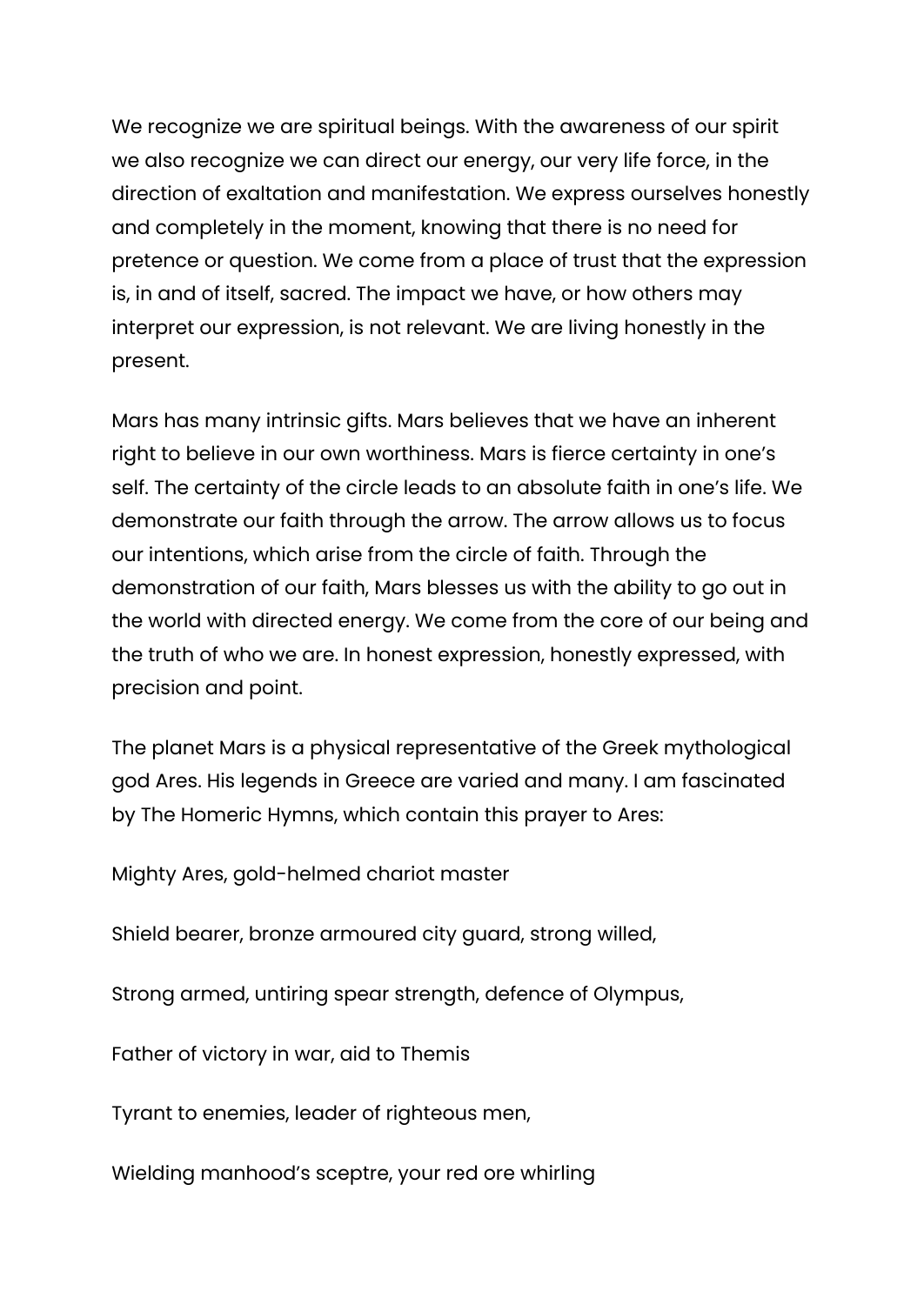We recognize we are spiritual beings. With the awareness of our spirit we also recognize we can direct our energy, our very life force, in the direction of exaltation and manifestation. We express ourselves honestly and completely in the moment, knowing that there is no need for pretence or question. We come from a place of trust that the expression is, in and of itself, sacred. The impact we have, or how others may interpret our expression, is not relevant. We are living honestly in the present.

Mars has many intrinsic gifts. Mars believes that we have an inherent right to believe in our own worthiness. Mars is fierce certainty in one's self. The certainty of the circle leads to an absolute faith in one's life. We demonstrate our faith through the arrow. The arrow allows us to focus our intentions, which arise from the circle of faith. Through the demonstration of our faith, Mars blesses us with the ability to go out in the world with directed energy. We come from the core of our being and the truth of who we are. In honest expression, honestly expressed, with precision and point.

The planet Mars is a physical representative of the Greek mythological god Ares. His legends in Greece are varied and many. I am fascinated by The Homeric Hymns, which contain this prayer to Ares:

Mighty Ares, gold-helmed chariot master

Shield bearer, bronze armoured city guard, strong willed,

Strong armed, untiring spear strength, defence of Olympus,

Father of victory in war, aid to Themis

Tyrant to enemies, leader of righteous men,

Wielding manhood's sceptre, your red ore whirling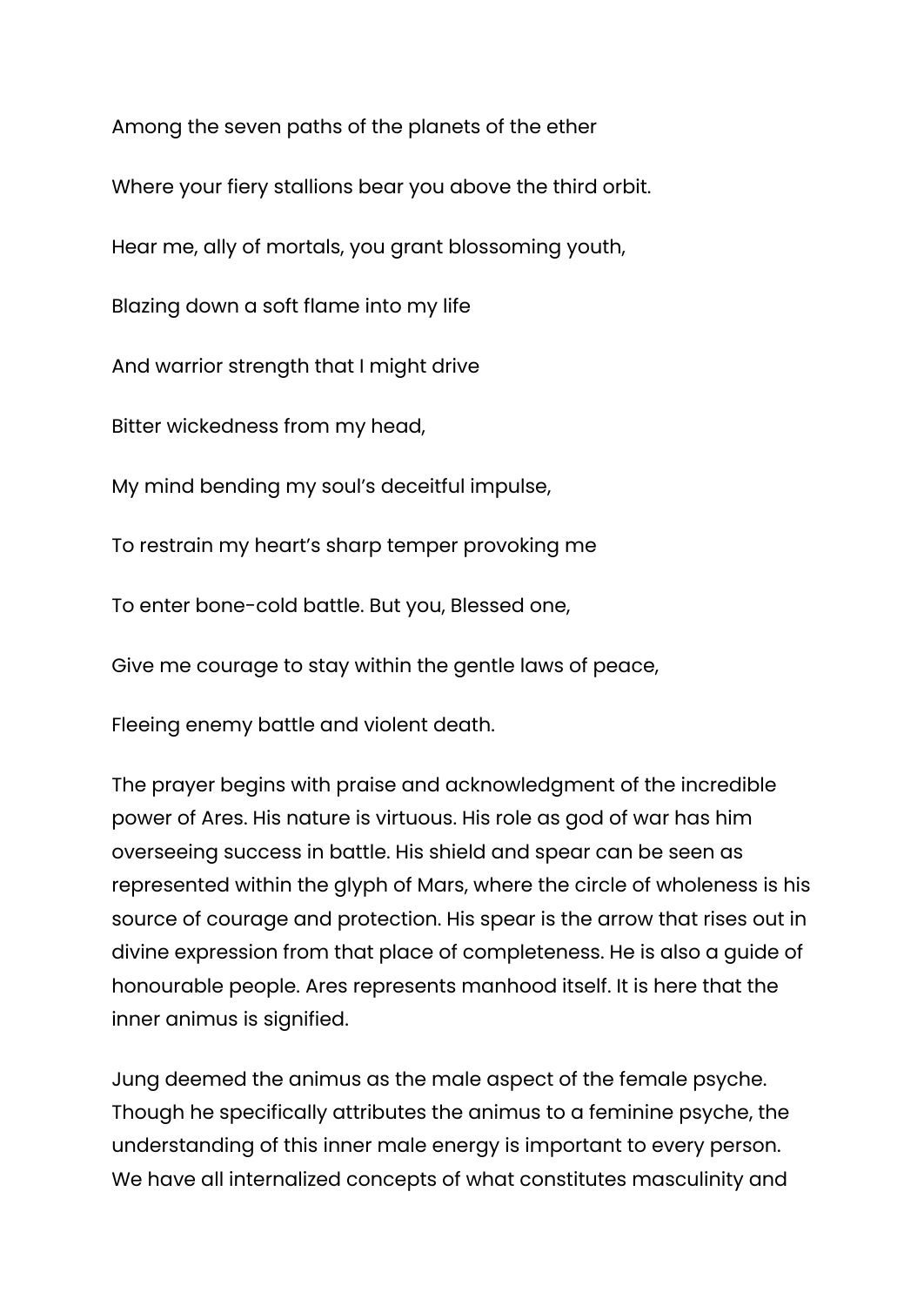Among the seven paths of the planets of the ether

Where your fiery stallions bear you above the third orbit.

Hear me, ally of mortals, you grant blossoming youth,

Blazing down a soft flame into my life

And warrior strength that I might drive

Bitter wickedness from my head,

My mind bending my soul's deceitful impulse,

To restrain my heart's sharp temper provoking me

To enter bone-cold battle. But you, Blessed one,

Give me courage to stay within the gentle laws of peace,

Fleeing enemy battle and violent death.

The prayer begins with praise and acknowledgment of the incredible power of Ares. His nature is virtuous. His role as god of war has him overseeing success in battle. His shield and spear can be seen as represented within the glyph of Mars, where the circle of wholeness is his source of courage and protection. His spear is the arrow that rises out in divine expression from that place of completeness. He is also a guide of honourable people. Ares represents manhood itself. It is here that the inner animus is signified.

Jung deemed the animus as the male aspect of the female psyche. Though he specifically attributes the animus to a feminine psyche, the understanding of this inner male energy is important to every person. We have all internalized concepts of what constitutes masculinity and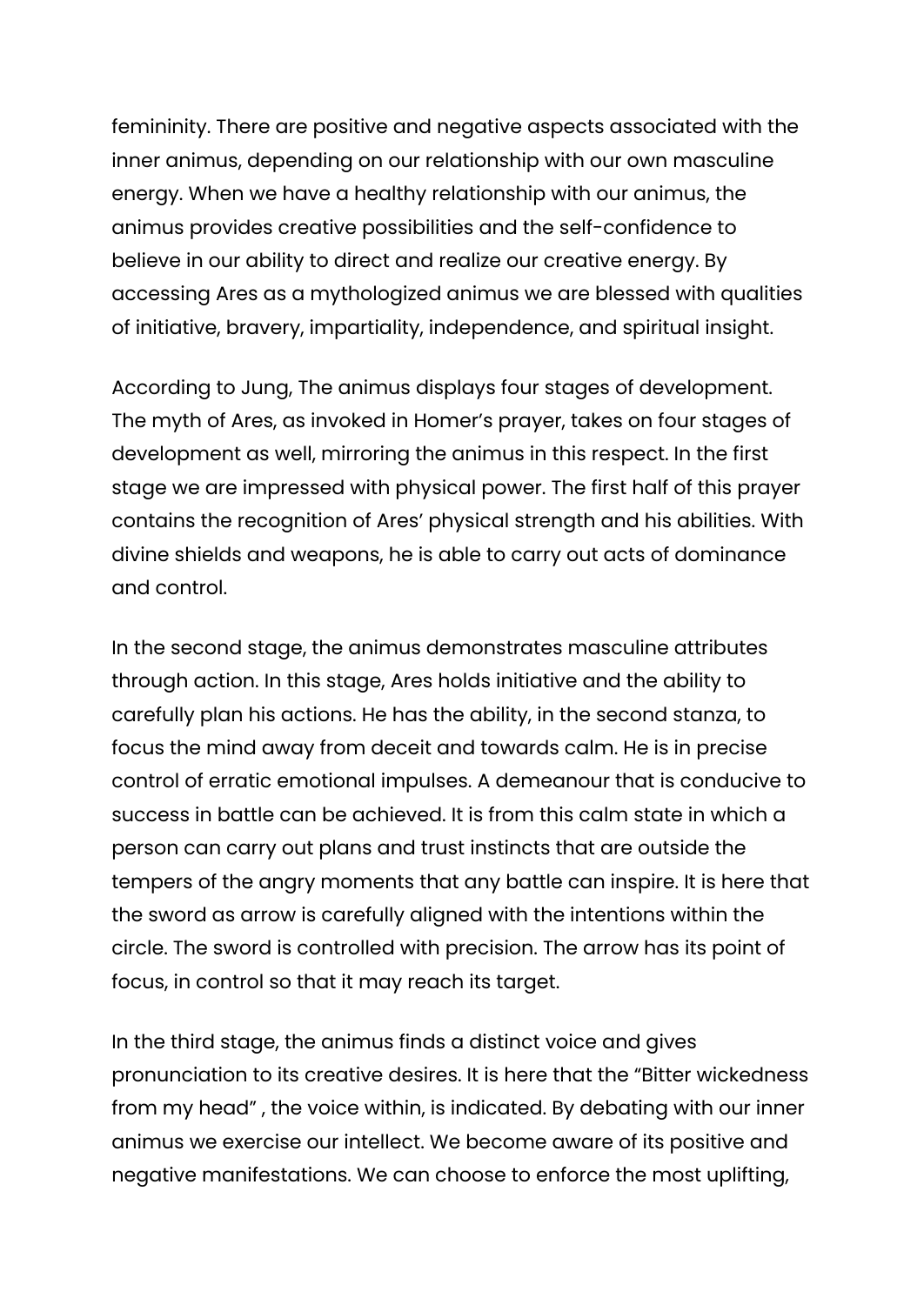femininity. There are positive and negative aspects associated with the inner animus, depending on our relationship with our own masculine energy. When we have a healthy relationship with our animus, the animus provides creative possibilities and the self-confidence to believe in our ability to direct and realize our creative energy. By accessing Ares as a mythologized animus we are blessed with qualities of initiative, bravery, impartiality, independence, and spiritual insight.

According to Jung, The animus displays four stages of development. The myth of Ares, as invoked in Homer's prayer, takes on four stages of development as well, mirroring the animus in this respect. In the first stage we are impressed with physical power. The first half of this prayer contains the recognition of Ares' physical strength and his abilities. With divine shields and weapons, he is able to carry out acts of dominance and control.

In the second stage, the animus demonstrates masculine attributes through action. In this stage, Ares holds initiative and the ability to carefully plan his actions. He has the ability, in the second stanza, to focus the mind away from deceit and towards calm. He is in precise control of erratic emotional impulses. A demeanour that is conducive to success in battle can be achieved. It is from this calm state in which a person can carry out plans and trust instincts that are outside the tempers of the angry moments that any battle can inspire. It is here that the sword as arrow is carefully aligned with the intentions within the circle. The sword is controlled with precision. The arrow has its point of focus, in control so that it may reach its target.

In the third stage, the animus finds a distinct voice and gives pronunciation to its creative desires. It is here that the "Bitter wickedness from my head" , the voice within, is indicated. By debating with our inner animus we exercise our intellect. We become aware of its positive and negative manifestations. We can choose to enforce the most uplifting,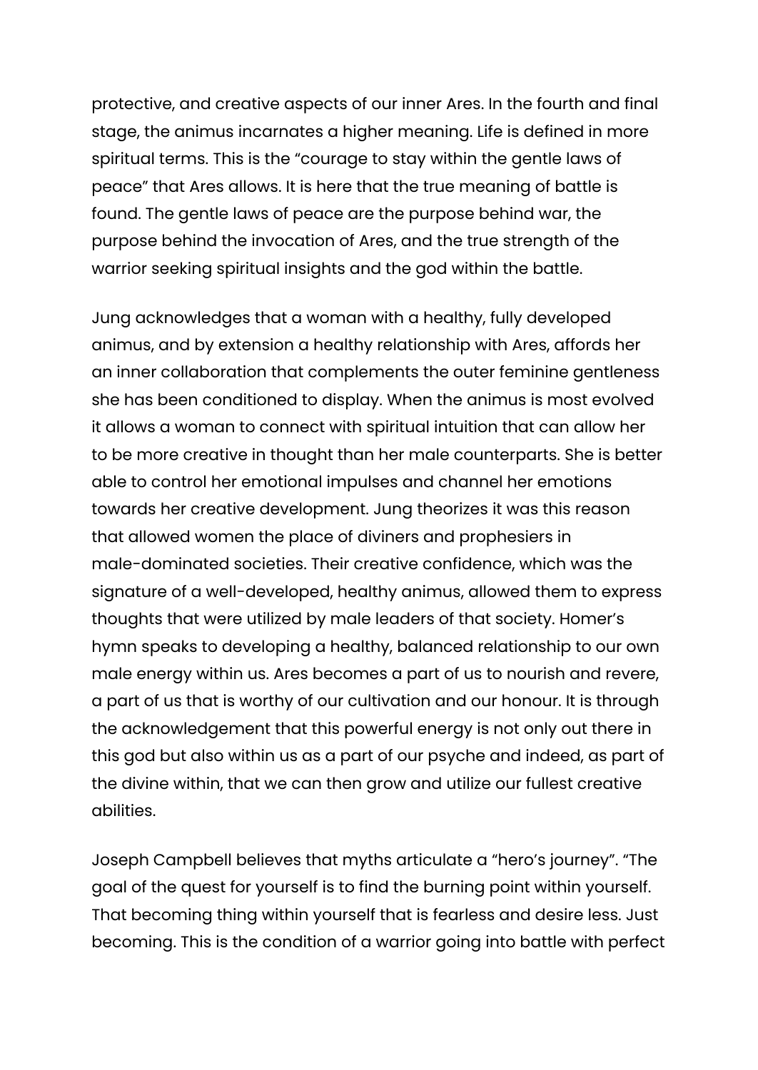protective, and creative aspects of our inner Ares. In the fourth and final stage, the animus incarnates a higher meaning. Life is defined in more spiritual terms. This is the "courage to stay within the gentle laws of peace" that Ares allows. It is here that the true meaning of battle is found. The gentle laws of peace are the purpose behind war, the purpose behind the invocation of Ares, and the true strength of the warrior seeking spiritual insights and the god within the battle.

Jung acknowledges that a woman with a healthy, fully developed animus, and by extension a healthy relationship with Ares, affords her an inner collaboration that complements the outer feminine gentleness she has been conditioned to display. When the animus is most evolved it allows a woman to connect with spiritual intuition that can allow her to be more creative in thought than her male counterparts. She is better able to control her emotional impulses and channel her emotions towards her creative development. Jung theorizes it was this reason that allowed women the place of diviners and prophesiers in male-dominated societies. Their creative confidence, which was the signature of a well-developed, healthy animus, allowed them to express thoughts that were utilized by male leaders of that society. Homer's hymn speaks to developing a healthy, balanced relationship to our own male energy within us. Ares becomes a part of us to nourish and revere, a part of us that is worthy of our cultivation and our honour. It is through the acknowledgement that this powerful energy is not only out there in this god but also within us as a part of our psyche and indeed, as part of the divine within, that we can then grow and utilize our fullest creative abilities.

Joseph Campbell believes that myths articulate a "hero's journey". "The goal of the quest for yourself is to find the burning point within yourself. That becoming thing within yourself that is fearless and desire less. Just becoming. This is the condition of a warrior going into battle with perfect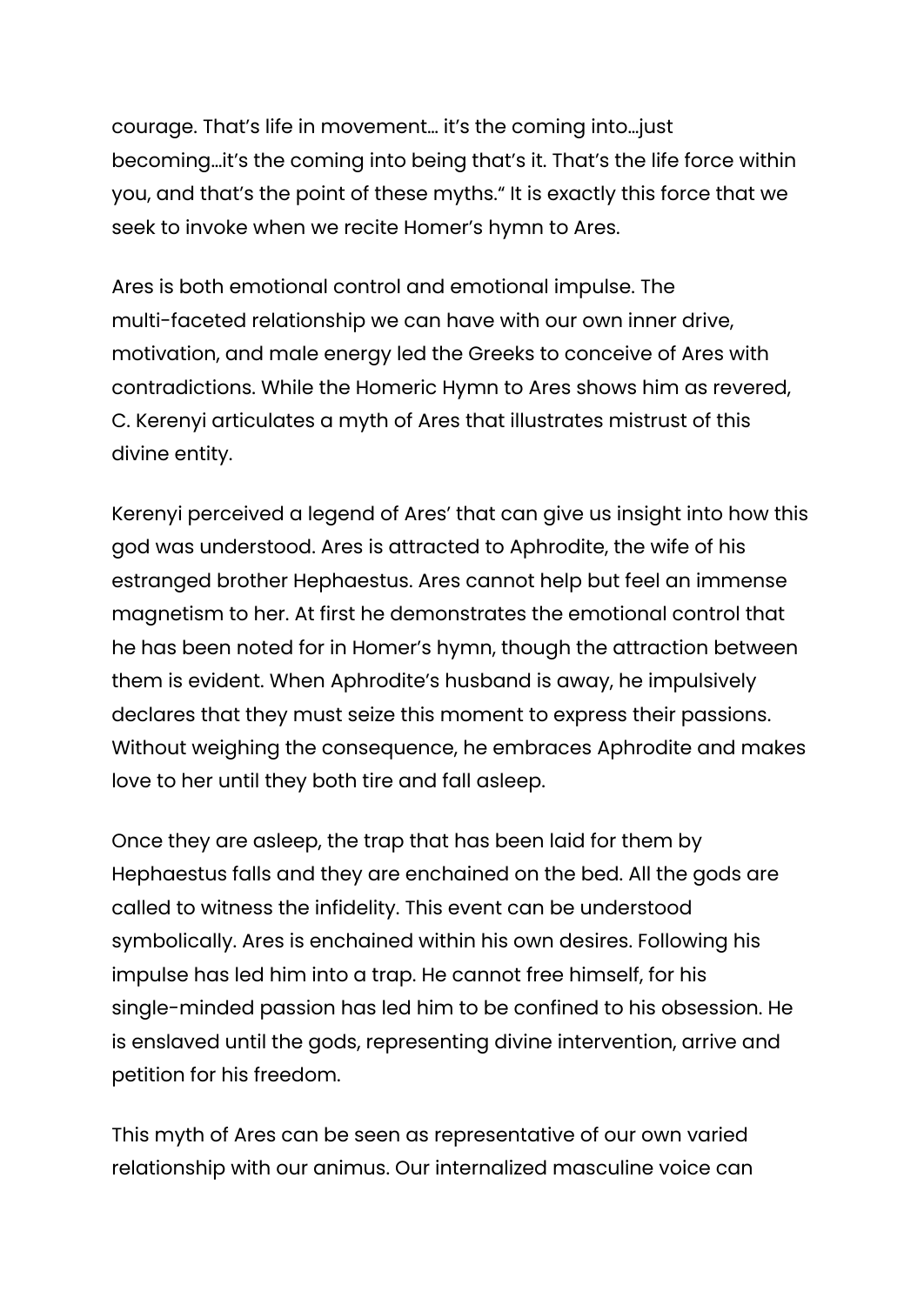courage. That's life in movement… it's the coming into…just becoming…it's the coming into being that's it. That's the life force within you, and that's the point of these myths." It is exactly this force that we seek to invoke when we recite Homer's hymn to Ares.

Ares is both emotional control and emotional impulse. The multi-faceted relationship we can have with our own inner drive, motivation, and male energy led the Greeks to conceive of Ares with contradictions. While the Homeric Hymn to Ares shows him as revered, C. Kerenyi articulates a myth of Ares that illustrates mistrust of this divine entity.

Kerenyi perceived a legend of Ares' that can give us insight into how this god was understood. Ares is attracted to Aphrodite, the wife of his estranged brother Hephaestus. Ares cannot help but feel an immense magnetism to her. At first he demonstrates the emotional control that he has been noted for in Homer's hymn, though the attraction between them is evident. When Aphrodite's husband is away, he impulsively declares that they must seize this moment to express their passions. Without weighing the consequence, he embraces Aphrodite and makes love to her until they both tire and fall asleep.

Once they are asleep, the trap that has been laid for them by Hephaestus falls and they are enchained on the bed. All the gods are called to witness the infidelity. This event can be understood symbolically. Ares is enchained within his own desires. Following his impulse has led him into a trap. He cannot free himself, for his single-minded passion has led him to be confined to his obsession. He is enslaved until the gods, representing divine intervention, arrive and petition for his freedom.

This myth of Ares can be seen as representative of our own varied relationship with our animus. Our internalized masculine voice can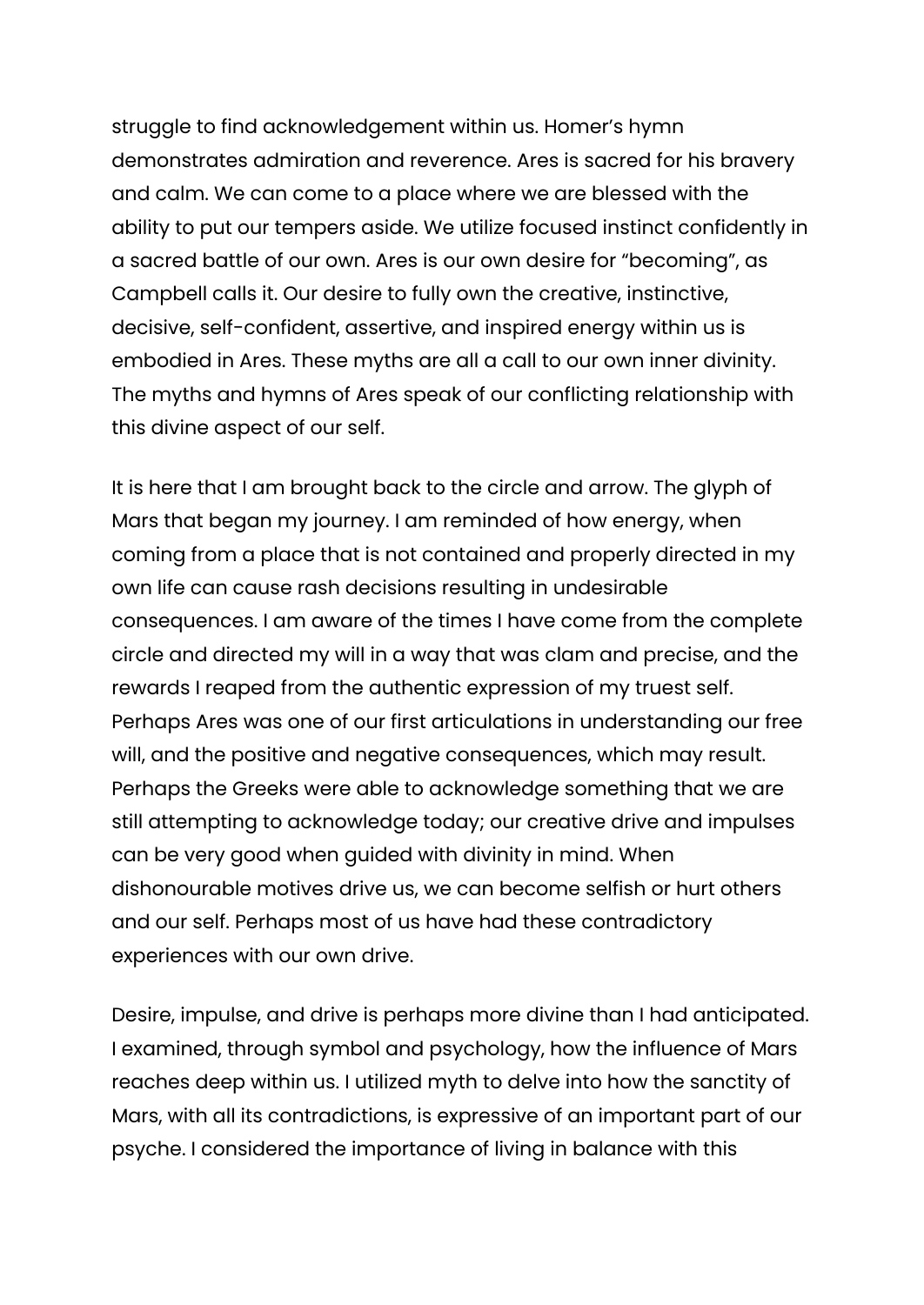struggle to find acknowledgement within us. Homer's hymn demonstrates admiration and reverence. Ares is sacred for his bravery and calm. We can come to a place where we are blessed with the ability to put our tempers aside. We utilize focused instinct confidently in a sacred battle of our own. Ares is our own desire for "becoming", as Campbell calls it. Our desire to fully own the creative, instinctive, decisive, self-confident, assertive, and inspired energy within us is embodied in Ares. These myths are all a call to our own inner divinity. The myths and hymns of Ares speak of our conflicting relationship with this divine aspect of our self.

It is here that I am brought back to the circle and arrow. The glyph of Mars that began my journey. I am reminded of how energy, when coming from a place that is not contained and properly directed in my own life can cause rash decisions resulting in undesirable consequences. I am aware of the times I have come from the complete circle and directed my will in a way that was clam and precise, and the rewards I reaped from the authentic expression of my truest self. Perhaps Ares was one of our first articulations in understanding our free will, and the positive and negative consequences, which may result. Perhaps the Greeks were able to acknowledge something that we are still attempting to acknowledge today; our creative drive and impulses can be very good when guided with divinity in mind. When dishonourable motives drive us, we can become selfish or hurt others and our self. Perhaps most of us have had these contradictory experiences with our own drive.

Desire, impulse, and drive is perhaps more divine than I had anticipated. I examined, through symbol and psychology, how the influence of Mars reaches deep within us. I utilized myth to delve into how the sanctity of Mars, with all its contradictions, is expressive of an important part of our psyche. I considered the importance of living in balance with this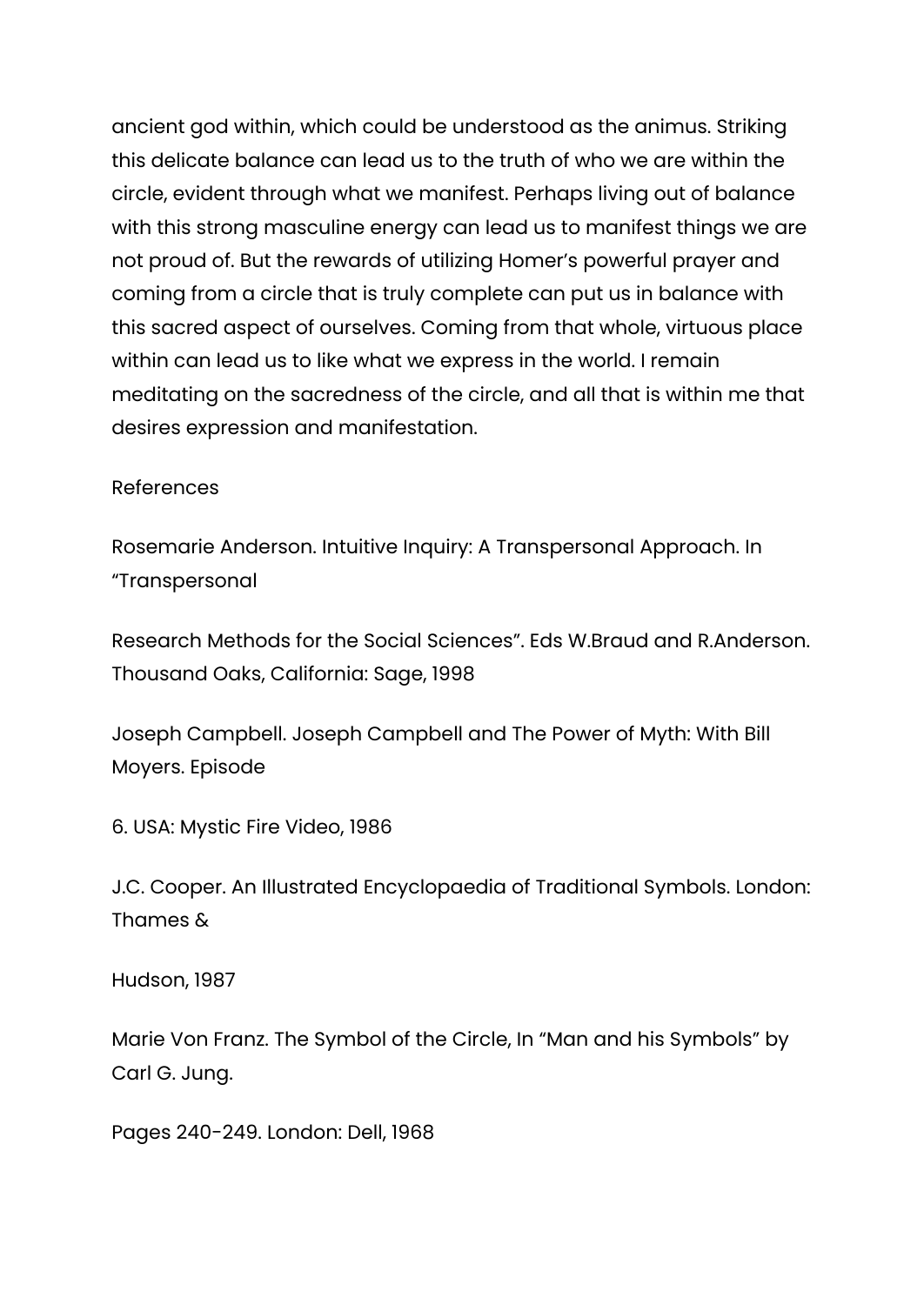ancient god within, which could be understood as the animus. Striking this delicate balance can lead us to the truth of who we are within the circle, evident through what we manifest. Perhaps living out of balance with this strong masculine energy can lead us to manifest things we are not proud of. But the rewards of utilizing Homer's powerful prayer and coming from a circle that is truly complete can put us in balance with this sacred aspect of ourselves. Coming from that whole, virtuous place within can lead us to like what we express in the world. I remain meditating on the sacredness of the circle, and all that is within me that desires expression and manifestation.

References

Rosemarie Anderson. Intuitive Inquiry: A Transpersonal Approach. In "Transpersonal

Research Methods for the Social Sciences". Eds W.Braud and R.Anderson. Thousand Oaks, California: Sage, 1998

Joseph Campbell. Joseph Campbell and The Power of Myth: With Bill Moyers. Episode

6. USA: Mystic Fire Video, 1986

J.C. Cooper. An Illustrated Encyclopaedia of Traditional Symbols. London: Thames &

Hudson, 1987

Marie Von Franz. The Symbol of the Circle, In "Man and his Symbols" by Carl G. Jung.

Pages 240-249. London: Dell, 1968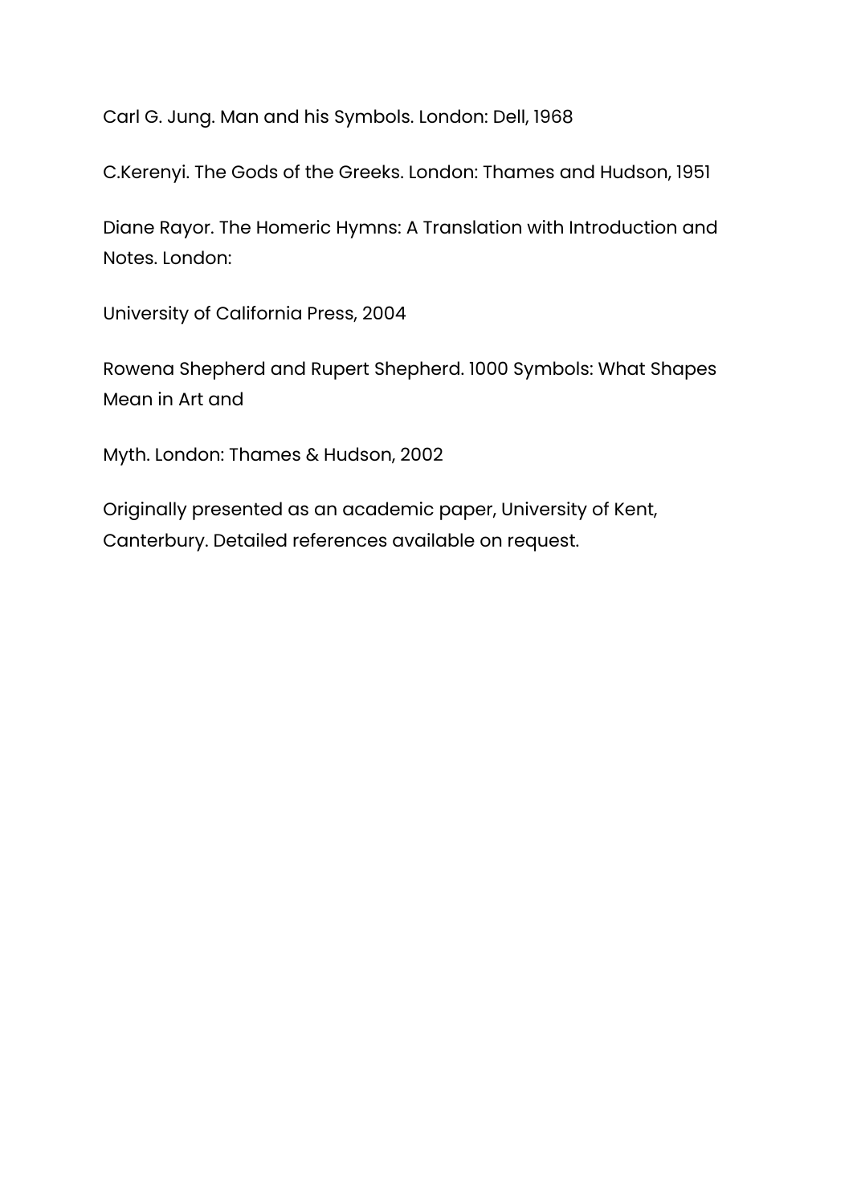Carl G. Jung. Man and his Symbols. London: Dell, 1968

C.Kerenyi. The Gods of the Greeks. London: Thames and Hudson, 1951

Diane Rayor. The Homeric Hymns: A Translation with Introduction and Notes. London:

University of California Press, 2004

Rowena Shepherd and Rupert Shepherd. 1000 Symbols: What Shapes Mean in Art and

Myth. London: Thames & Hudson, 2002

Originally presented as an academic paper, University of Kent, Canterbury. Detailed references available on request.